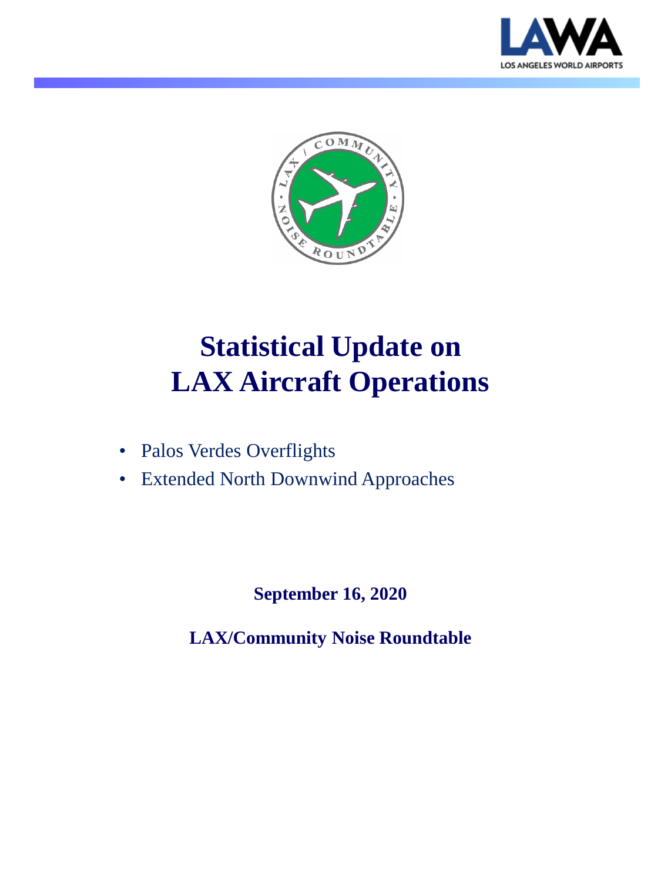# Statistical Update on LAX Aircraft Operations

- Palos Verdes Overflights
- Extended North Downwind Approaches

**September 16, 2020**

**LAX/Community Noise Roundtable**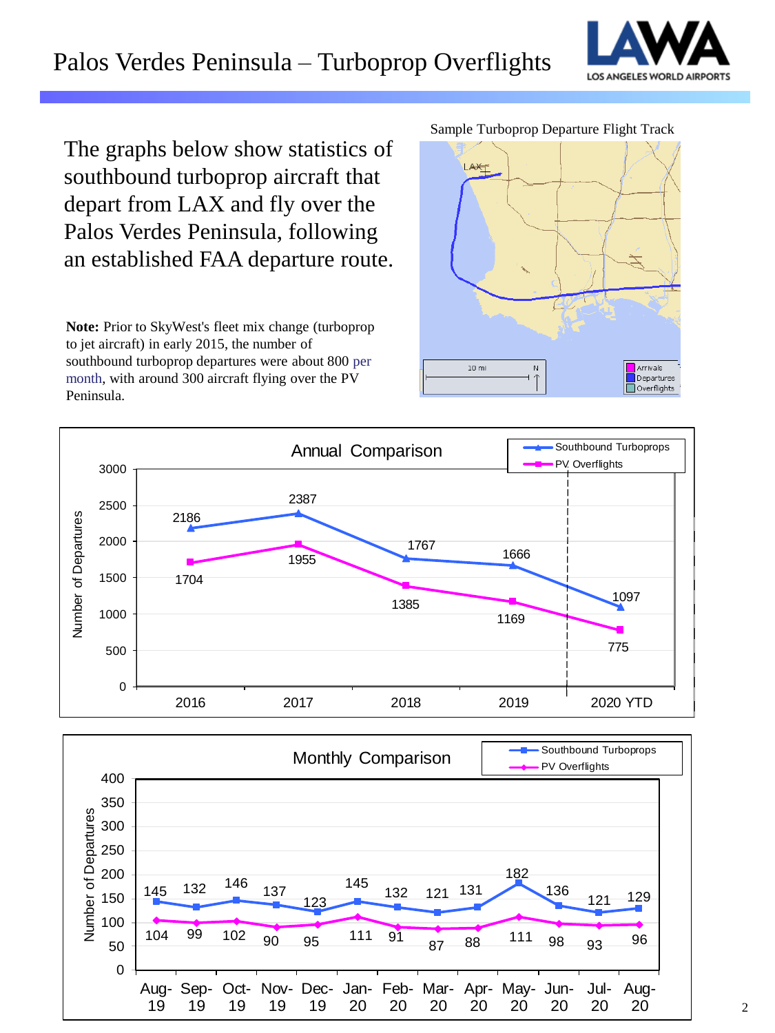# Palos Verdes Peninsula – Turboprop Overflights

The graphs below show statistics of southbound turboprop aircraft that depart from LAX and fly over the Palos Verdes Peninsula, following an established FAA departure route.

**Note:** Prior to SkyWest's fleet mix change (turboprop to jet aircraft) in early 2015, the number of southbound turboprop departures were about 800 per month, with around 300 aircraft flying over the PV Peninsula.

Sample Turboprop Departure Flight Track

**Annual Comparison**

| Year | Southbound Turboprops | PV Overflights |
| --- | --- | --- |
| 2016 | 2186 | 1704 |
| 2017 | 2387 | 1955 |
| 2018 | 1767 | 1385 |
| 2019 | 1666 | 1169 |
| 2020 YTD | 1097 | 775 |

**Monthly Comparison**

| Month | Southbound Turboprops | PV Overflights |
| --- | --- | --- |
| Aug-19 | 145 | 104 |
| Sep-19 | 132 | 99 |
| Oct-19 | 146 | 102 |
| Nov-19 | 137 | 90 |
| Dec-19 | 123 | 95 |
| Jan-20 | 145 | 111 |
| Feb-20 | 132 | 91 |
| Mar-20 | 121 | 87 |
| Apr-20 | 131 | 88 |
| May-20 | 182 | 111 |
| Jun-20 | 136 | 98 |
| Jul-20 | 121 | 93 |
| Aug-20 | 129 | 96 |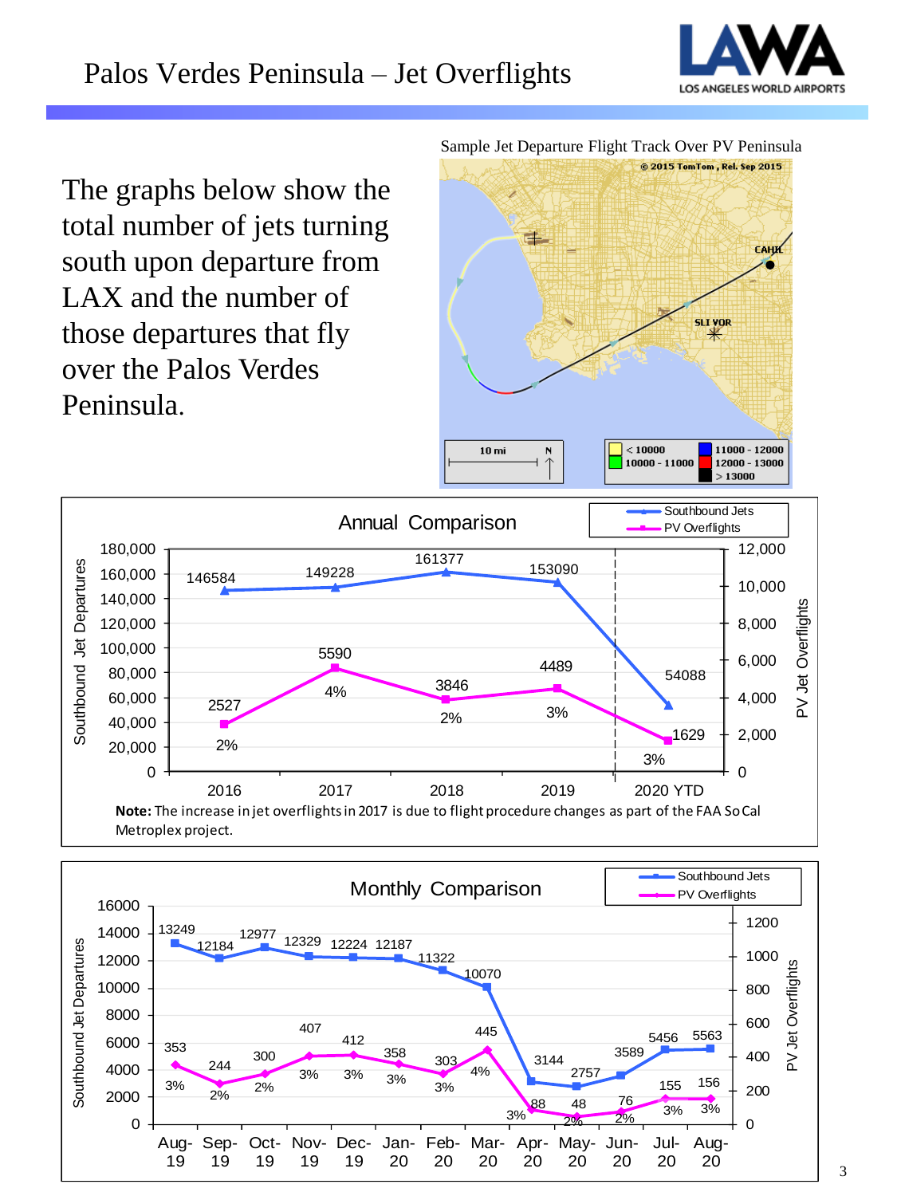# Palos Verdes Peninsula – Jet Overflights

LAWA LOS ANGELES WORLD AIRPORTS

The graphs below show the total number of jets turning south upon departure from LAX and the number of those departures that fly over the Palos Verdes Peninsula.

Sample Jet Departure Flight Track Over PV Peninsula

## Annual Comparison

| Year | Southbound Jets | PV Overflights | % |
|---|---|---|---|
| 2016 | 146584 | 2527 | 2% |
| 2017 | 149228 | 5590 | 4% |
| 2018 | 161377 | 3846 | 2% |
| 2019 | 153090 | 4489 | 3% |
| 2020 YTD | 54088 | 1629 | 3% |

**Note:** The increase in jet overflights in 2017 is due to flight procedure changes as part of the FAA SoCal Metroplex project.

## Monthly Comparison

| Month | Southbound Jets | PV Overflights | % |
|---|---|---|---|
| Aug-19 | 13249 | 353 | 3% |
| Sep-19 | 12184 | 244 | 2% |
| Oct-19 | 12977 | 300 | 2% |
| Nov-19 | 12329 | 407 | 3% |
| Dec-19 | 12224 | 412 | 3% |
| Jan-20 | 12187 | 358 | 3% |
| Feb-20 | 11322 | 303 | 3% |
| Mar-20 | 10070 | 445 | 4% |
| Apr-20 | 3144 | 88 | 3% |
| May-20 | 2757 | 48 | 2% |
| Jun-20 | 3589 | 76 | 2% |
| Jul-20 | 5456 | 155 | 3% |
| Aug-20 | 5563 | 156 | 3% |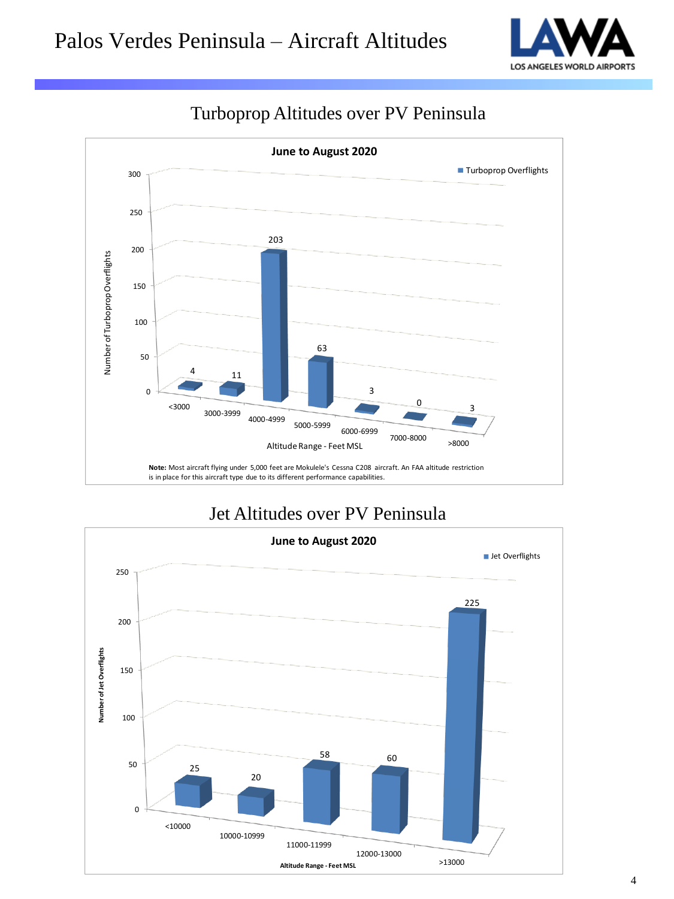# Palos Verdes Peninsula – Aircraft Altitudes

## Turboprop Altitudes over PV Peninsula

**June to August 2020**

| Altitude Range - Feet MSL | Turboprop Overflights |
| --- | --- |
| <3000 | 4 |
| 3000-3999 | 11 |
| 4000-4999 | 203 |
| 5000-5999 | 63 |
| 6000-6999 | 3 |
| 7000-8000 | 0 |
| >8000 | 3 |

**Note:** Most aircraft flying under 5,000 feet are Mokulele's Cessna C208 aircraft. An FAA altitude restriction is in place for this aircraft type due to its different performance capabilities.

## Jet Altitudes over PV Peninsula

**June to August 2020**

| Altitude Range - Feet MSL | Jet Overflights |
| --- | --- |
| <10000 | 25 |
| 10000-10999 | 20 |
| 11000-11999 | 58 |
| 12000-13000 | 60 |
| >13000 | 225 |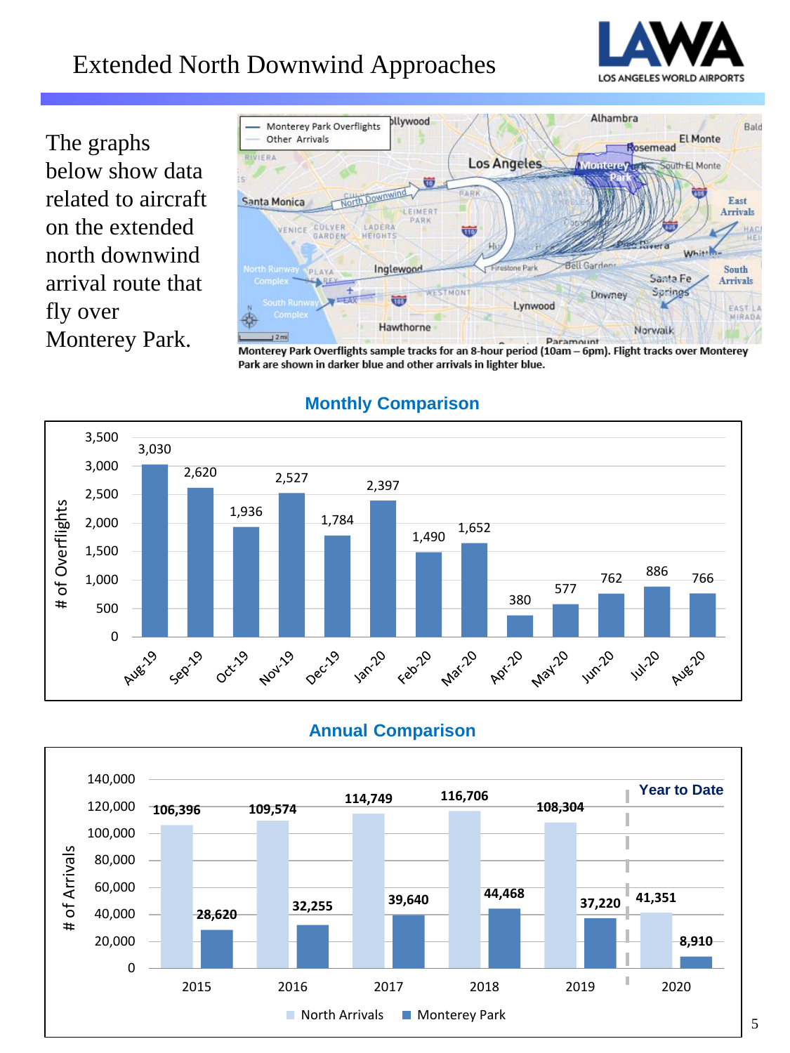# Extended North Downwind Approaches

The graphs below show data related to aircraft on the extended north downwind arrival route that fly over Monterey Park.

Monterey Park Overflights sample tracks for an 8-hour period (10am – 6pm). Flight tracks over Monterey Park are shown in darker blue and other arrivals in lighter blue.

## Monthly Comparison

| Month | # of Overflights |
|---|---|
| Aug-19 | 3,030 |
| Sep-19 | 2,620 |
| Oct-19 | 1,936 |
| Nov-19 | 2,527 |
| Dec-19 | 1,784 |
| Jan-20 | 2,397 |
| Feb-20 | 1,490 |
| Mar-20 | 1,652 |
| Apr-20 | 380 |
| May-20 | 577 |
| Jun-20 | 762 |
| Jul-20 | 886 |
| Aug-20 | 766 |

## Annual Comparison

| Year | North Arrivals | Monterey Park |
|---|---|---|
| 2015 | 106,396 | 28,620 |
| 2016 | 109,574 | 32,255 |
| 2017 | 114,749 | 39,640 |
| 2018 | 116,706 | 44,468 |
| 2019 | 108,304 | 37,220 |
| 2020 (Year to Date) | 41,351 | 8,910 |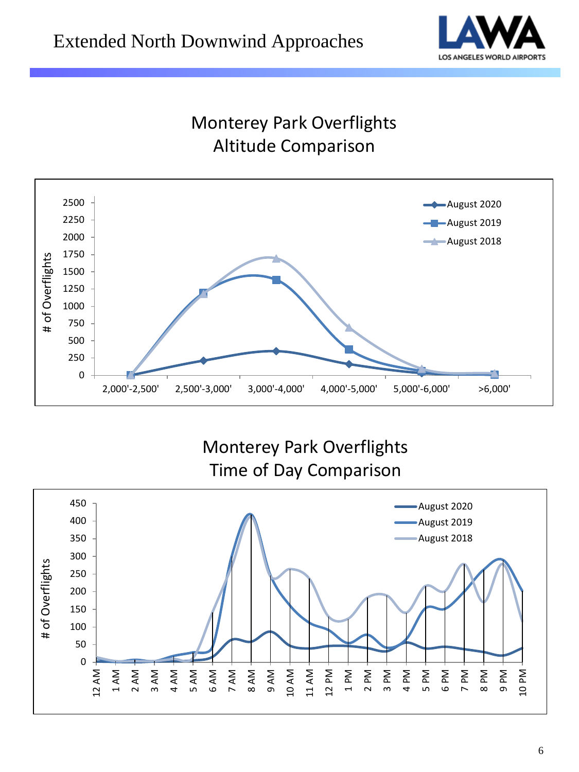# Extended North Downwind Approaches

LOS ANGELES WORLD AIRPORTS

## Monterey Park Overflights
## Altitude Comparison

\# of Overflights

2500
2250
2000
1750
1500
1250
1000
750
500
250
0

2,000'-2,500'
2,500'-3,000'
3,000'-4,000'
4,000'-5,000'
5,000'-6,000'
>6,000'

August 2020
August 2019
August 2018

## Monterey Park Overflights
## Time of Day Comparison

\# of Overflights

450
400
350
300
250
200
150
100
50
0

12 AM
1 AM
2 AM
3 AM
4 AM
5 AM
6 AM
7 AM
8 AM
9 AM
10 AM
11 AM
12 PM
1 PM
2 PM
3 PM
4 PM
5 PM
6 PM
7 PM
8 PM
9 PM
10 PM

August 2020
August 2019
August 2018